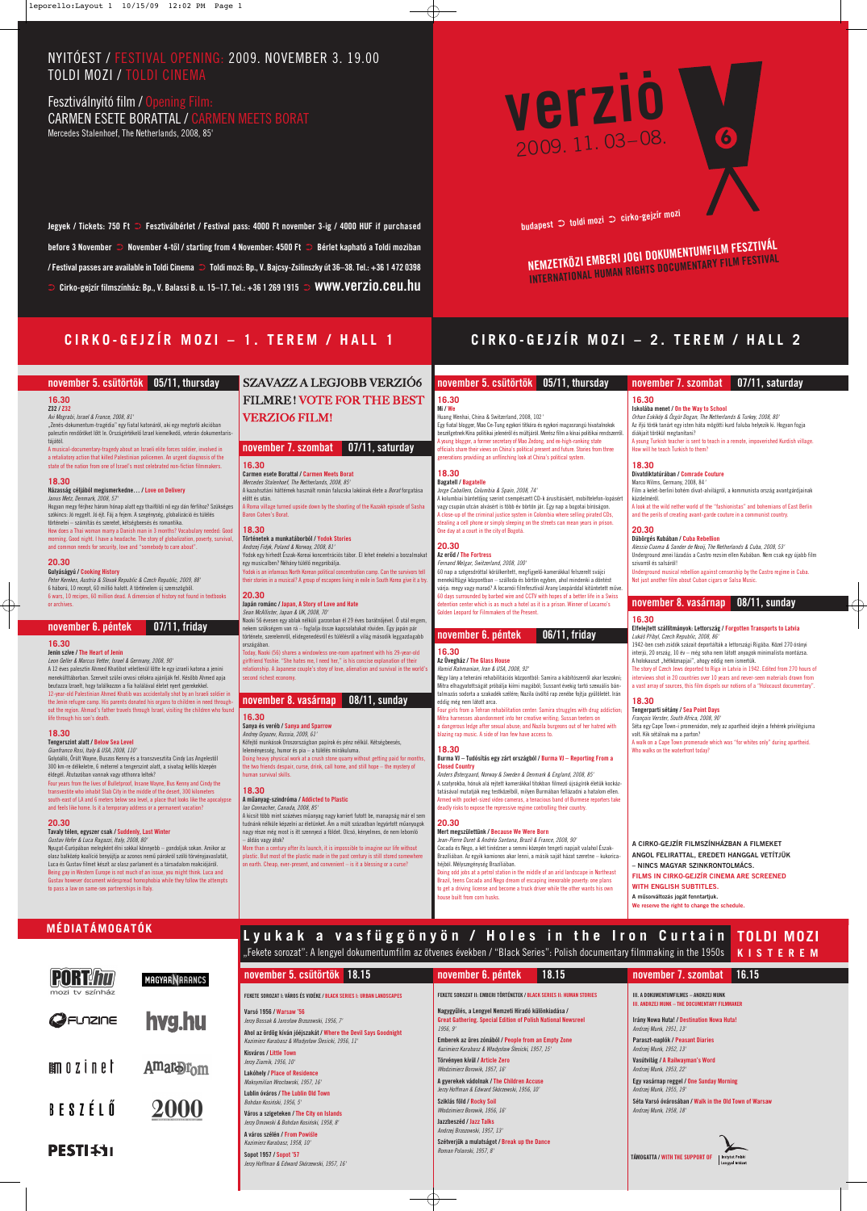# NYITÓEST / FESTIVAL OPENING: 2009. NOVEMBER 3. 19.00
# TOLDI MOZI / TOLDI CINEMA

Fesztiválnyitó film / Opening Film:
CARMEN ESETE BORATTAL / CARMEN MEETS BORAT
Mercedes Stalenhoef, The Netherlands, 2008, 85'

# verzió 6
2009. 11. 03–08.

budapest ⊃ toldi mozi ⊃ cirko-gejzír mozi

**NEMZETKÖZI EMBERI JOGI DOKUMENTUMFILM FESZTIVÁL**
**INTERNATIONAL HUMAN RIGHTS DOCUMENTARY FILM FESTIVAL**

Jegyek / Tickets: 750 Ft ⊃ Fesztiválbérlet / Festival pass: 4000 Ft november 3-ig / 4000 HUF if purchased before 3 November ⊃ November 4-től / starting from 4 November: 4500 Ft ⊃ Bérlet kapható a Toldi moziban / Festival passes are available in Toldi Cinema ⊃ Toldi mozi: Bp., V. Bajcsy-Zsilinszky út 36–38. Tel.: +36 1 472 0398 ⊃ Cirko-gejzír filmszínház: Bp., V. Balassi B. u. 15–17. Tel.: +36 1 269 1915 ⊃ www.verzio.ceu.hu

## CIRKO-GEJZÍR MOZI – 1. TEREM / HALL 1

### november 5. csütörtök 05/11, thursday

**16.30**
**Z32 / Z32**
*Avi Mograbi, Israel & France, 2008, 81'*
„Zenés-dokumentum-tragédia" egy fiatal katonáról, aki egy megtorló akcióban palesztin rendőröket ölt le. Országszerte elismert izraeli rendező, veterán dokumentaristától.
A musical-documentary-tragedy about an Israeli elite forces soldier, involved in a retaliatory action that killed Palestinian policemen. An urgent diagnosis of the state of the nation from one of Israel's most celebrated non-fiction filmmakers.

**18.30**
**Házasság céljából megismerkedne… / Love on Delivery**
*Janus Metz, Denmark, 2008, 57'*
Hogyan megy férjhez három hónap alatt egy thaiföldi nő egy dán férfihoz? Szükséges szókincs: Jó reggelt. Jó éjt. Fáj a fejem. A szegénység, globalizáció és túlélés története – számítás és szerelem, kétségbeesés és romantika.
How does a Thai woman marry a Danish man in 3 months? Vocabulary needed: Good morning. Good night. I have a headache. The story of globalization, poverty, survival, and common needs for security, love and "somebody to care about".

**20.30**
**Gulyáságyú / Cooking History**
*Peter Kerekes, Austria & Slovak Republic & Czech Republic, 2009, 88'*
6 háború, 10 recept, 60 millió halott. A történelem új szemszögből.
6 wars, 10 recipes, 60 million dead. A dimension of history not found in textbooks or archives.

### november 6. péntek 07/11, friday

**16.30**
**Jenin szíve / The Heart of Jenin**
*Leon Geller & Marcus Vetter, Israel & Germany, 2008, 90'*
A 12 éves palesztin Ahmed Khatibot véletlenül lőtte le egy izraeli katona a jenini menekülttáborban. Szervezi szülei orvosi célokra ajánlják fel. Később Ahmed apja beutazza Izraelt, hogy találkozzon a fia halálával élet nyert gyerekekkel.
12-year-old Palestinian Ahmed Khatib was accidentally shot by an Israeli soldier in the Jenin refugee camp. His parents donated his organs to children in need throughout the region. Ahmed's father travels through Israel, visiting the children who found life through his son's death.

**18.30**
**Tengerszint alatt / Below Sea Level**
*Gianfranco Rosi, Italy & USA, 2008, 110'*
Golyóálló, Őrült Wayne, Buszos Kenny és a transzvesztita Cindy Los Angelestől 300 km-re délkeletre, 6 méterrel a tengerszint alatt, a sivatag kellős közepén éldegél. Átutazóban vannak vagy ottmaradnak örökre?
Four years from the lives of Bulletproof, Insane Wayne, Bus Kenny and Cindy the transvestite who inhabit Slab City in the middle of the desert, 300 kilometers south-east of LA and 6 meters below sea level, a place that looks like the apocalypse and feels like home. Is it a temporary address or a permanent vacation?

**20.30**
**Tavaly télen, egyszer csak / Suddenly, Last Winter**
*Gustav Hofer & Luca Ragazzi, Italy, 2008, 80'*
Nyugat-Európában melegként élni sokkal könnyebb – gondolják sokan. Amikor az olasz balközép koalíció benyújtja az azonos nemű párokról szóló törvényjavaslatát, Luca és Gustav filmet készít az olasz parlament és a társadalom reakciójáról.
Being gay in Western Europe is not much of an issue, you might think. Luca and Gustav however document widespread homophobia while they follow the attempts to pass a law on same-sex partnerships in Italy.

### SZAVAZZ A LEGJOBB VERZIÓ6 FILMRE! VOTE FOR THE BEST VERZIO6 FILM!

### november 7. szombat 07/11, saturday

**16.30**
**Carmen esete Borattal / Carmen Meets Borat**
*Mercedes Stalenhoef, The Netherlands, 2008, 85'*
A kazahsztáni háttérnek használt román falucska lakóinak élete a *Borat* forgatása előtt és után.
A Roma village turned upside down by the shooting of the Kazakh episode of Sasha Baron Cohen's Borat.

**18.30**
**Történetek a munkatáborból / Yodok Stories**
*Andrzej Fidyk, Poland & Norway, 2008, 81'*
Yodok egy hírhedt Észak-Koreai koncentrációs tábor. El lehet énekelni a borzalmakat egy musicalben? Néhány túlélő megpróbálja.
Yodok is an infamous North Korean political concentration camp. Can the survivors tell their stories in a musical? A group of escapees living in exile in South Korea give it a try.

**20.30**
**Japán románc / Japan, A Story of Love and Hate**
*Sean McAllister, Japan & UK, 2008, 70'*
Naoki 56 évesen egy ablak nélküli garzonban él 29 éves barátnőjével. Ő utál engem, nekem szükségem van rá – foglalja össze kapcsolatukat röviden. Egy japán pár története, szerelemről, elidegenedésről és túlélésről a világ második leggazdagabb országában.
Today, Naoki (56) shares a windowless one-room apartment with his 29-year-old girlfriend Yoshie. "She hates me, I need her," is his concise explanation of their relationship. A Japanese couple's story of love, alienation and survival in the world's second richest economy.

### november 8. vasárnap 08/11, sunday

**16.30**
**Sanya és verëb / Sanya and Sparrow**
*Andrey Gryazev, Russia, 2009, 61'*
Kőfejtő munkások Oroszországban papírok és pénz nélkül. Kétségbeesés, lelemnyesség, humor és pia – a túlélés mirákuluma.
Doing heavy physical work at a crush stone quarry without getting paid for months, the two friends despair, curse, drink, call home, and still hope – the mystery of human survival skills.

**18.30**
**A műanyag-szindróma / Addicted to Plastic**
*Ian Connacher, Canada, 2008, 85'*
A kicsit több mint százéves műanyag nagy karriert futott be, manapság már el sem tudnánk nélküle képzelni az életünket. Ám a múlt században legyártott műanyagok nagy része még most is ott szennyezi a földet. Olcsó, kényelmes, de nem lebomló – áldás vagy átok?
More than a century after its launch, it is impossible to imagine our life without plastic. But most of the plastic made in the past century is still stored somewhere on earth. Cheap, ever-present, and convenient – is it a blessing or a curse?

## CIRKO-GEJZÍR MOZI – 2. TEREM / HALL 2

### november 5. csütörtök 05/11, thursday

**16.30**
**Mi / We**
*Huang Wenhai, China & Switzerland, 2008, 102'*
Egy fiatal blogger, Mao Ce-Tung egykori titkára és egykori magasrangú hivatalnokok beszélgetnek Kína politikai jelenéről és múltjáról. Merész film a kínai politikai rendszerről.
A young blogger, a former secretary of Mao Zedong, and ex-high-ranking state officials share their views on China's political present and future. Stories from three generations providing an unflinching look at China's political system.

**18.30**
**Bagatell / Bagatelle**
*Jorge Caballero, Colombia & Spain, 2008, 74'*
A kolumbiai büntetőjog szerint csempészett CD-k árusításáért, mobiltelefon-lopásért vagy csupán utcai alvásért is több év börtön jár. Egy nap a bogotai bíróságon.
A close-up of the criminal justice system in Colombia where selling pirated CDs, stealing a cell phone or simply sleeping on the streets can mean years in prison. One day at a court in the city of Bogotá.

**20.30**
**Az erőd / The Fortress**
*Fernand Melgar, Switzerland, 2008, 100'*
60 nap a szögesdróttal körülkerített, megfigyelő-kamerákkal felszerelt svájci menekültügyi központban – szálloda és börtön egyben, ahol menekülni a döntést várja: megy vagy marad? A locarnói filmfesztivál Arany Leopárdjal kitüntetett műve.
60 days surrounded by barbed wire and CCTV with hopes of a better life in a Swiss detention center which is as much a hotel as it is a prison. Winner of Locarno's Golden Leopard for Filmmakers of the Present.

### november 6. péntek 06/11, friday

**16.30**
**Az Üvegház / The Glass House**
*Hamid Rahmanian, Iran & USA, 2008, 92'*
Négy lány a teheráni rehabilitációs központból. Samira a kábítószerről akar leszokni. Mitra elhagyatottságát próbálja kiírni magából; Sussant évekig tartó szexuális bántalmazás sodorta a szakadék szélére; Nazila úgy tűnik, túlélte már otthon való elemi dolgokat, hogy a végén életben maradjon.
Four girls from a Tehran rehabilitation center: Samira struggles with drug addiction; Mitra harnesses abandonment into her creative writing; Sussan teeters on a dangerous ledge after sexual abuse; and Nazila burgeons out of her hatred with blazing rap music. A side of Iran few have access to.

**18.30**
**Burma VJ – Tudósítás egy zárt országból / Burma VJ – Reporting From a Closed Country**
*Anders Østergaard, Norway & Sweden & Denmark & England, 2008, 85'*
A szabadság, hónuk alá rejtett kamerákkal titokban filmező újságírók életük kockáztatásával mutatják meg hogyan töltik a burmai katonai rezsim elleni tüntetéseket.
Armed with pocket-sized video cameras, a tenacious band of Burmese reporters take deadly risks to expose the repressive regime controlling their country.

**20.30**
**Mert megszülettünk / Because We Were Born**
*Jean-Pierre Duret & Andréa Santana, Brazil & France, 2008, 90'*
Cocada és Nego, a két tinédzser a semmi közepén tengeti napjait valahol Északkelet-Brazíliában. Az egyik kamionos akar lenni, a másik saját házat szeretne – kukoricahéjból. Mélyszegénység Brazíliában.
Doing odd jobs at a petrol station in the middle of an arid landscape in Northeast Brazil, teens Cocada and Nego dream of escaping inexorable poverty: one plans to get a driving license and become a truck driver while the other wants his own house built from corn husks.

### november 7. szombat 07/11, saturday

**16.30**
**Iskolába menet / On the Way to School**
*Orhan Eskiköy & Özgür Dogan, The Netherlands & Turkey, 2008, 80'*
Az ifjú török tanárt egy isten háta mögötti kurd faluba helyezik ki. Hogyan fogja diákjait törökül megtanítani?
A young Turkish teacher is sent to teach in a remote, impoverished Kurdish village. How will he teach Turkish to them?

**18.30**
**Divatdiktatúrában / Comrade Couture**
*Marco Wilms, Germany, 2008, 84'*
Film a kelet-berlini bohém divat-alvilágról, a kommunista ország avantgárdjainak küzdelméről.
A look at the wild nether world of the "fashionistas" and bohemians of East Berlin and the perils of creating avant-garde couture in a communist country.

**20.30**
**Dübörgés Kubában / Cuba Rebellion**
*Alessio Cuomo & Sander de Nooij, The Netherlands & Cuba, 2008, 53'*
Underground zenei lázadás a Castro rezsim ellen Kubában. Nem csak egy újabb film szivarról és salsáról!
Underground musical rebellion against censorship by the Castro regime in Cuba. Not just another film about Cuban cigars or Salsa Music.

### november 8. vasárnap 08/11, sunday

**16.30**
**Elfelejtett szállítmányok: Lettország / Forgotten Transports to Latvia**
*Lukáš Přibyl, Czech Republic, 2008, 86'*
1942-ben cseh zsidók százait deportálták a lettországi Rigába. Közel 270 órányi interjú, 20 ország, 10 év – még soha nem látott anyagok minimalista montázsa. A holokauszt „feltékmapjai", ahogy eddig nem ismertük.
The story of Czech Jews deported to Riga in Latvia in 1942. Edited from 270 hours of interviews shot in 20 countries over 10 years and never-seen materials drawn from a vast array of sources, this film dispels our notions of a "Holocaust documentary".

**18.30**
**Tengerparti sétány / Sea Point Days**
*François Verster, South Africa, 2008, 90'*
Séta egy Cape Town-i promenádon, mely az apartheid idején a fehérek privilégiuma volt. Kik sétálnak ma a parton?
A walk on a Cape Town promenade which was "for whites only" during apartheid. Who walks on the waterfront today?

A CIRKO-GEJZÍR FILMSZÍNHÁZBAN A FILMEKET ANGOL FELIRATTAL, EREDETI HANGGAL VETÍTJÜK – NINCS MAGYAR SZINKRONTOLMÁCS.
FILMS IN CIRKO-GEJZÍR CINEMA ARE SCREENED WITH ENGLISH SUBTITLES.
A műsorváltozás jogát fenntartjuk.
We reserve the right to change the schedule.

## MÉDIATÁMOGATÓK

PORT.hu mozi tv színház · MAGYAR NARANCS · FUNZINE · hvg.hu · mozinet · Amarcord · BESZÉLŐ · 2000 · PESTI EST

## Lyukak a vasfüggönyön / Holes in the Iron Curtain — TOLDI MOZI KISTEREM

„Fekete sorozat": A lengyel dokumentumfilm az ötvenes években / "Black Series": Polish documentary filmmaking in the 1950s

### november 5. csütörtök 18.15

FEKETE SOROZAT I: VÁROS ÉS VIDÉKE / BLACK SERIES I: URBAN LANDSCAPES

**Varsó 1956 / Warsaw '56**
*Jerzy Bossak & Jarosław Brzozowski, 1956, 7'*

**Ahol az ördög kíván jóéjszakát / Where the Devil Says Goodnight**
*Kazimierz Karabasz & Władysław Ślesicki, 1956, 11'*

**Kisváros / Little Town**
*Jerzy Ziarnik, 1956, 10'*

**Lakóhely / Place of Residence**
*Maksymilian Wrocławski, 1957, 16'*

**Lublin óváros / The Lublin Old Town**
*Bohdan Kosiński, 1956, 5'*

**Város a szigeteken / The City on Islands**
*Jerzy Dmowski & Bohdan Kosiński, 1956, 8'*

**A város szélén / From Powiśle**
*Kazimierz Karabasz, 1958, 10'*

**Sopot 1957 / Sopot '57**
*Jerzy Hoffman & Edward Skórzewski, 1957, 16'*

### november 6. péntek 18.15

FEKETE SOROZAT II: EMBERI TÖRTÉNETEK / BLACK SERIES II: HUMAN STORIES

**Nagygyűlés, a Lengyel Nemzeti Híradó különkiadása / Great Gathering, Special Edition of Polish National Newsreel**
*1956, 9'*

**Emberek az üres zónából / People from an Empty Zone**
*Kazimierz Karabasz & Władysław Ślesicki, 1957, 15'*

**Törvényen kívül / Article Zero**
*Włodzimierz Borowik, 1956, 16'*

**A gyerekek vádolnak / The Children Accuse**
*Jerzy Hoffman & Edward Skórzewski, 1956, 10'*

**Sziklás föld / Rocky Soil**
*Włodzimierz Borowik, 1956, 16'*

**Jazzbeszéd / Jazz Talks**
*Andrzej Brzozowski, 1957, 13'*

**Szétverjük a mulatságot / Break up the Dance**
*Roman Polański, 1957, 8'*

### november 7. szombat 16.15

III. A DOKUMENTUMFILMES – ANDRZEJ MUNK
III. ANDRZEJ MUNK – THE DOCUMENTARY FILMMAKER

**Irány Nowa Huta! / Destination Nowa Huta!**
*Andrzej Munk, 1951, 13'*

**Paraszt-naplók / Peasant Diaries**
*Andrzej Munk, 1952, 13'*

**Vasútvilág / A Railwayman's Word**
*Andrzej Munk, 1953, 22'*

**Egy vasárnap reggel / One Sunday Morning**
*Andrzej Munk, 1955, 19'*

**Séta Varsó óvárosában / Walk in the Old Town of Warsaw**
*Andrzej Munk, 1958, 18'*

TÁMOGATTA / WITH THE SUPPORT OF Instytut Polski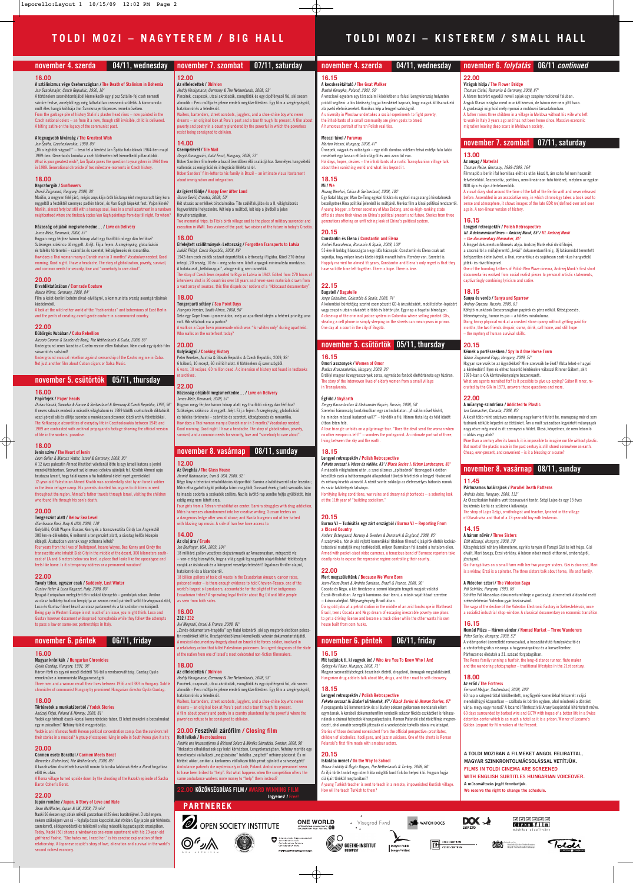# TOLDI MOZI – NAGYTEREM / BIG HALL

## november 4. szerda | 04/11, wednesday

### 16.00
**A sztálinizmus vége Csehországban / The Death of Stalinism in Bohemia**
*Jan Švankmajer, Czech Republic, 1990, 10'*

A történelem személtelenítőbbé kiemelkedik egy gipsz Sztálin-fej cseh nemzeti színűre festve, amelyből egy még láthatatlan csecsemő születik. A kommunista múlt éles hangú kritikája Jan Švankmajer tipperes remekművében.

From the garbage pile of history Stalin's plaster head rises – now painted in the Czech national colors – an from it a new, though still invisible, child is delivered. A biting satire on the legacy of the communist past.

**A legnagyobb kívánság / The Greatest Wish**
*Jan Špáta, Czechoslovakia, 1990, 85'*

„Mi a legfőbb vágyad?" – tezsi fel a kérdést Jan Špáta fiataloknak 1964-ben majd 1989-ben. Generációs krónika a cseh történelem két kiemelkedő pillanatából.

What is your greatest wish? Jan Špáta poses the question to youngsters in 1964 then in 1989. Generational chronicle of two milestone-moments in Czech history.

### 18.00
**Napraforgók / Sunflowers**
*Dezső Zsigmond, Hungary, 2008, 30'*

Marilin, a negyven felé járó, négis anyukája öräk kislányaként megmaradt lány kora regjettőtl a festékföl szennyes padlón térdel, és Van Gogh képeket fest. Vajon kinek?

Marilin, almost forty but still with a teenage soul, lives in a small apartment in a rundown neighborhood where she tirelessly copies Van Gogh paintings from day till night. For whom?

**Házasság céljából megismerkedne… / Love on Delivery**
*Janus Metz, Denmark, 2008, 57'*

Hogyan megy férjhez három hónap alatt egy thaiföldi nő egy dán férfihoz? Szükséges szókincs: Jó reggelt. Jó ért. Fáj a fejem. A szegénység, globalizáció és túlélés története – számítás és szeretet, kétségbeesés és romantika.

How does a Thai woman marry a Danish man in 3 months? Vocabulary needed: Good morning. Good night. I have a headache. The story of globalization, poverty, survival, and common needs for security, love and "somebody to care about".

### 20.00
**Divatdiktatúrában / Comrade Couture**
*Marco Wilms, Germany, 2008, 84'*

Film a kelet-berlini bohém divat-alvilágról, a kommunista ország avantgárdjainak küzdelmeiről.

A look at the wild nether world of the "fashionistas" and bohemians of East Berlin and the perils of creating avant-garde couture in a communist country.

### 22.00
**Dübörgés Kubában / Cuba Rebellion**
*Alessio Cuomo & Sander de Nooij, The Netherlands & Cuba, 2008, 53'*

Underground zenei lázadás a Castro rezsim ellen Kubában. Nem csak újabb film szivarról és salsáról!

Underground musical rebellion against censorship of the Castro regime in Cuba. Not just another film about Cuban cigars or Salsa Music.

## november 5. csütörtök | 05/11, thursday

### 16.00
**Papírfejek / Paper Heads**
*Dušan Hanák, Slovakia & France & Switzerland & Germany & Czech Republic, 1995, 96'*

A neves szlovák rendező a második világháború és 1989 közötti csehszlovák diktatúrát veszi górcső alá és állítja szembe a munkásparadicsomot idéző archív felvételekkel.

The Kafkaesque absurdities of everyday life in Czechoslovakia between 1945 and 1989 are contrasted with archival propaganda footage showing the official version of life in the workers' paradise.

### 18.00
**Jenin szíve / The Heart of Jenin**
*Leon Geller & Marcus Vetter, Israel & Germany, 2008, 90'*

A 12 éves palesztin Ahmed Khatibot véletlenül lőtte le egy izraeli katona a jenini menekülttáborban. Szerveit szülei orvosi célokra ajánlják fel. Később Ahmed apja beutazza Izraelt, hogy találkozzon a fia halálával életet nyert gyerekekkel.

12-year-old Palestinian Ahmed Khatib was accidentally shot by an Israeli soldier in the Jenin refugee camp. His parents donated his organs to children in need throughout the region. Ahmed's father travels through Israel, visiting the children who found life through his son's death.

### 20.00
**Tengerszint alatt / Below Sea Level**
*Gianfranco Rosi, Italy & USA, 2008, 110'*

Golyóálló, Őrült Wayne, Buszos Kenny és a transzvesztita Cindy Los Angelestől 300 km-re délkeletre, 6 méterrel a tengerszint alatt, a sivatag kellős közepén éldegél. Átutazóban vannak vagy otthonra leltek?

Four years from the lives of Bulletproof, Insane Wayne, Bus Kenny and Cindy the transvestite who inhabit Slab City in the middle of the desert, 300 kilometers south-east of LA and 6 meters below sea level, a place that looks like the apocalypse and feels like home. Is it a temporary address or a permanent vacation?

### 22.00
**Tavaly telén, egyszer csak / Suddenly, Last Winter**
*Gustav Hofer & Luca Ragazzi, Italy, 2008, 80'*

Nyugat-Európában melegként élni sokkal könnyebb – gondoljuk sokan. Amikor az olasz baloldali kormány kormánybe vezetni a meleg párok partneri kapcsolatát, Luca és Gustav filmet készít az olasz parlament és a társadalom reakciójáról.

Being gay in Western Europe is not much of an issue, you might think. Luca and Gustav however document widespread homophobia while they follow the attempts to pass a law on same-sex partnerships in Italy.

## november 6. péntek | 06/11, friday

### 16.00
**Magyar krónikák / Hungarian Chronicles**
*Gyula Gazdag, Hungary, 1991, 98'*

Három férfi és egy nő meséli életét '56-tól a rendszerváltásig. Gazdag Gyula remekműve a kommunista Magyarországról.

Three men and a woman recall their lives between 1956 and 1989 in Hungary. Subtle chronicles of communist Hungary by prominent Hungarian director Gyula Gazdag.

### 18.00
**Történetek a munkatáborból / Yodok Stories**
*Andrzej Fidyk, Poland & Norway, 2008, 81'*

Yodok egy hírhedt észak-koreai koncentrációs tábor. El lehet énekelni a borzalmakat egy musicalben? Néhány túlélő megpróbálja.

Yodok is an infamous North Korean political concentration camp. Can the survivors tell their stories in a musical? A group of escapees living in exile in South Korea give it a try.

### 20.00
**Carmen esete Borattal / Carmen Meets Borat**
*Mercedes Stalenhoef, The Netherlands, 2008, 85'*

A kazahsztáni díszletnek használt román falucska lakóinak élete a *Borat* forgatása előtt és után.

A Roma village turned upside down by the shooting of the Kazakh episode of Sasha Baron Cohen's Borat.

### 22.00
**Japán románc / Japan, A Story of Love and Hate**
*Sean McAllister, Japan & UK, 2008, 70 min'*

Naoki 56 éves egy ablak nélküli garzonban él 29 éves barátnőjével. Ő utal engem, nekem szükségem van rá – foglalja össze kapcsolatukat röviden. Egy japán pár története, szerelemről, elidegenedésről és túlélésről a világ második leggazdagabb országában.

Today, Naoki (56) shares a windowless one-room apartment with his 29-year-old girlfriend Yoshie. "She hates me, I need her," is his concise explanation of their relationship. A Japanese couple's story of love, alienation and survival in the world's second richest economy.

## november 7. szombat | 07/11, saturday

### 12.00
**Az elfeledettek / Oblivion**
*Heddy Honigmann, Germany & The Netherlands, 2008, 93'*

Pincérek, csaposok, utcai akrobaták, zsonglőrök és egy cipőfényező fiú, aki sosem álmodik – Peru múltja és jelene eredeti megközelítésben. Egy film a szegénységről, hatalomról és a feledésről.

Waiters, bartenders, street acrobats, jugglers, and a shoe-shine boy who never dreams – an original look at Peru's past and a tour through its present. A film about poverty and poetry in a country plundered by the powerful in which the powerless resist being consigned to oblivion.

### 14.00
**Csempelevél / Tile Mail**
*Gergő Somogyvári, Judit Fesst, Hungary, 2008, 23'*

Nober Sanders filmlevele a brazil öserdőben élő családjának. Személyes hangvételű vallomás az emigrációról és integrációról lélektanáról.

Nober Sanders' film-letter to his family in Brazil – an intimate visual testament about immigration and integration.

**Az ígéret földje / Happy Ever After Land**
*Goran Dević, Croatia, 2008, 50'*

Két utazás az emlékek birodalmába: Tito szülőfalujába és a II. világháborús fegyverletétel helyszínére. Két kép a múltról, két kép a jövőből a jelen Horvátországában.

Two memorial trips: to Tito's birth village and to the place of military surrender and execution in WWII. Two visions of the past, two visions of the future in today's Croatia.

### 16.00
**Elfelejtett szállítmányok: Lettország / Forgotten Transports to Latvia**
*Lukáš Přibyl, Czech Republic, 2008, 86'*

1942-ben cseh zsidók százait deportálták a lettországi Rigába. Közel 270 órányi interjú, 20 ország, 10 év – még soha nem látott anyagok mindezek montázsa. A holokauszt „hétköznapjai", ahogy eddig nem ismertük.

The story of Czech Jews deported to Riga in Latvia in 1942. Edited from 270 hours of interviews shot in 20 countries over 10 years and never-seen materials drawn from a vast array of sources, this film dispels our notions of a "holocaust documentary".

### 18.00
**Tengerparti sétány / Sea Point Days**
*François Verster, South Africa, 2008, 90'*

Séta egy Cape Town-i promenádon, mely az apartheid idején a fehérek privilégiuma volt. Kik sétálnak ma a parton?

A walk on a Cape Town promenade which was "for whites only" during apartheid. Who walks on the waterfront today?

### 20.00
**Gulyáságyú / Cooking History**
*Peter Kerekes, Austria & Slovak Republic & Czech Republic, 2009, 88'*

6 háború, 10 recept, 60 millió halott. A történelem új szemszögből.

6 wars, 10 recipes, 60 million dead. A dimension of history not found in textbooks or archives.

### 22.00
**Házasság céljából megismerkedne… / Love on Delivery**
*Janus Metz, Denmark, 2008, 57'*

Hogyan megy férjhez három hónap alatt egy thaiföldi nő egy dán férfihoz? Szükséges szókincs: Jó reggelt. Jó ért. Fáj a fejem. A szegénység, globalizáció és túlélés története – számítás és szeretet, kétségbeesés és romantika.

How does a Thai woman marry a Danish man in 3 months? Vocabulary needed: Good morning. Good night. I have a headache. The story of globalization, poverty, survival, and common needs for security, love and "somebody to care about".

## november 8. vasárnap | 08/11, sunday

### 12.00
**Az Üvegház / The Glass House**
*Hamid Rahmanian, Iran & USA, 2008, 92'*

Négy lány a teheráni rehabilitációs központból: Samira a kábítószertől akar leszokni; Mitra elhagyatottságát próbálja kiírni magából; Sussant éveken át tartó szexuális bántalmazás sodorta a szakadék szélére; Nazila üvöltő rap zenébe fojtja gyűlöletét. Irán eddig még nem látott arca.

Four girls from a Tehran rehabilitation center: Samira struggles with drug addiction; Mitra harnesses abandonment into her creative writing; Sussan teeters on a dangerous ledge after sexual abuse; and Nazila burgeons out of her hatred with blazing rap music. A side of Iran few have access to.

### 14.00
**Az olaj ára / Crude**
*Joe Berlinger, USA, 2009, 104'*

18 milliárd gallon veszélyes olajszármazék az Amazonasban, mérgezett víz – van-e elég bizonyíték, hogy a világ egyik legnagyobb olajvállalatát felelősségre vonják az őslakosok és a környezet veszélyeztetéséért? Izgalmas thriller olajról, hatalomról és a kisemberről.

18 billion gallons of toxic oil waste in the Ecuadorian Amazon, cancer rates, poisoned water – is there enough evidence to hold Chevron-Texaco, one of the world's largest oil producers, accountable for the plight of five indigenous Ecuadorian tribes? A sprawling legal thriller about Big Oil and little people as seen from both sides.

### 16.00
**Z32 / Z32**
*Avi Mograbi, Israel & France, 2008, 81'*

„Zenés-dokumentum-tragédia" egy fiatal katonáról, aki egy megtorló akcióban palesztin rendőröket ölt le. Országértékelő izraeli kiemelkedő, veterán dokumentaristájától.

A musical-documentary-tragedy about an Israeli elite forces soldier, involved in a retaliatory action that killed Palestinian policemen. An urgent diagnosis of the state of the nation from one of Israel's most celebrated non-fiction filmmakers.

### 18.00
**Az elfeledettek / Oblivion**
*Heddy Honigmann, Germany & The Netherlands, 2008, 93'*

Pincérek, csaposok, utcai akrobaták, zsonglőrök és egy cipőfényező fiú, aki sosem álmodik – Peru múltja és jelene eredeti megközelítésben. Egy film a szegénységről, hatalomról és a feledésről.

Waiters, bartenders, street acrobats, jugglers, and a shoe-shine boy who never dreams – an original look at Peru's past and a tour through its present. A film about poverty and poetry in a country plundered by the powerful in which the powerless resist being consigned to oblivion.

### 20.00 Fesztivál zárófilm / Closing film
**Holt lelkek / Necrobusiness**
*Fredrik von Krusenstjerna & Richard Solarz & Monika Sieradzka, Sweden, 2008, 90'*

Titokzatos elhalálozások egy lodzi kórházban, Lengyelországban. Néhány mentős egy temetkezési vállalkozó „megbízására" haláiba „segített" néhány pácienst. És mi történt akkor, amikor a konkurens vállalkozó több pénzt ajánlott a szívességért?

Ambulance patients die mysteriously in Lodz, Poland. Ambulance personnel seem to have been bribed to "help". But what happens when the competition offers the same ambulance workers more money to "help" them instead?

**22.00 KÖZÖNSÉGDÍJAS FILM / AWARD WINNING FILM**
Ingyenes! / Free!

# TOLDI MOZI – KISTEREM / SMALL HALL

## november 4. szerda | 04/11, wednesday

### 16.15
**A kecskesétáltató / The Goat Walker**
*Bartek Konopka, Poland, 2003, 50'*

A wroclawi egyetem egy társadalmi kísérletben a falusi Lengyelország helyzetén próbál segíteni: a kis közösség tagjai kecskéket kapnak, hogy magukat állítsanak elő alapvető élelmiszereket. Humikus kép a lengyel valóságról.

A university in Wroclaw undertakes a social experiment: to fight poverty, the inhabitants of a small community are given goats to breed. A humorous portrait of harsh Polish realities.

**Messzi távol / Faraway**
*Márton Vécsei, Hungary, 2008, 47'*

Ünnepek, vágyak és valóságok – egy idilli dombos vidéken fekvő erdélyi falu lakói mesélnek egy lassan eltűnő világról és ami azon túl van.

Holidays, hopes, desires – the inhabitants of a rustic Transylvanian village talk about their vanishing world and what lies beyond it.

### 18.15
**Mi / We**
*Huang Wenhai, China & Switzerland, 2008, 102'*

Egy fiatal blogger, Mao Ce-Tung egykori titkára és egykori magasrangú hivatalnokok beszélgetnek Kína politikai jelenéről és múltjáról. Merész film a kínai politikai rendszerről.

A young blogger, a former secretary of Mao Zedong, and ex-high-ranking state officials share their views on China's political present and future. Stories from three generations offering an unflinching look at China's political system.

### 20.15
**Constantin és Elena / Constantin and Elena**
*Andrei Dascalescu, Romania & Spain, 2008, 100'*

55 éve él boldog házasságban egy idős házaspár. Constantin és Elena csak azt sajnálja, hogy milyen keveés közös idejük maradt hátra. Remény van. Szeretet is.

Happily married for almost 55 years, Constantin and Elena's only regret is that they have so little time left together. There is hope. There is love.

### 22.15
**Bagatell / Bagatelle**
*Jorge Caballero, Colombia & Spain, 2008, 74'*

A kolumbiai büntetőjog szerint cementezett CD-k árusításáért, mobiltelefon-lopásért vagy csupán utcán alvásért is több év börtön jár. Egy nap a bogotai bíróságon.

A close-up of the criminal justice system in Colombia where selling pirated CDs, stealing a cell phone or simply sleeping on the streets can mean years in prison. One day at a court in the city of Bogotá.

## november 5. csütörtök | 05/11, thursday

### 16.15
**Omori asszonyok / Women of Omor**
*Balázs Kraszenitszkaj, Hungary, 2009, 36'*

Erdélyi magyar özvegyasszonyok sorsa, egymásba fonódó élettörténete egy füzéren.

The story of the interwoven lives of elderly women from a small village in Transylvania.

**ÉgFöld / SkyEarth**
*Sergey Karandashov & Aleksander Kuprin, Russia, 2008, 58'*

Szerelmi kalandnak bontakozában egy zarándoklatom. „A sátán növel késért, ha minden mással kudarcot vall?" – tűnődik a fiú. Három fiatal ég és föld között útban Isten felé.

A love triangle unfolds on a pilgrimage tour. "Does the devil send the woman when no other weapon is left?" – wonders the protagonist. An intimate portrait of three, living between the sky and the earth.

### 18.15
**Lengyel retrospektív / Polish Retrospective**
*Fekete sorozat I: Város és vidéke, 83' / Black Series I: Urban Landscapes, 83'*

A második világháború után, a szocializmus „építésének" tüneteiből élet képekben készültek ezek a filmek az erőszakos városiasodás lengyel filmeiből és néhány kisebb városról. A nezőt szinte sokkolja az életveszélyes háborús romok és sivár lakótelepek látványa.

Horrifying living conditions, war ruins and dreary neighborhoods – a sobering look at the 11th year of "building socialism."

### 20.15
**Burma VJ – Tudósítás egy zárt országból / Burma VJ – Reporting From a Closed Country**
*Anders Østergaard, Norway & Sweden & Denmark & England, 2008, 84'*

A szatyrokba, hónuk alá rejtett kamerákkal titokban filmező újságírók életük kockáztatásával mutatják meg testközelből, milyen Burmában fellázadni a hatalom ellen.

Armed with pocket-sized video cameras, a tenacious band of Burmese reporters take deadly risks to expose the repressive regime controlling their country.

### 22.00
**Mert megszülettünk / Because We Were Born**
*Jean-Pierre Duret & Andrea Santana, Brazil & France, 2008, 90'*

Cocada és Nego, a két tinédzser a semmi közepén tengeti napjait valahol Észak-Brazíliában. Az egyik kamionos akar lenni, a másik saját házat szeretne – kukoricaföld. Pilgrim megismerkedés Brazíliában.

Doing odd jobs at a petrol station in the middle of an arid landscape in Northeast Brazil, teens Cocada and Nego dream of escaping inexorable poverty: one plans to get a driving license and become a truck driver while the other wants his own house built from corn husks.

## november 6. péntek | 06/11, friday

### 16.15
**Mit tudjátok ti, ki vagyok én! / Who Are You To Know Who I Am!**
*György Áli Pálin, Hungary, 2008, 71'*

Magyar szenvedélybetegek beszélnek életről, drogokról, önmaguk megtalálásáról.

Hungarian drug addicts talk about life, drugs, and their road to self-discovery.

### 18.15
**Lengyel retrospektív / Polish Retrospective**
*Fekete sorozat II: Emberi történetek, 87' / Black Series II: Human Stories, 87'*

A propaganda izű kommentárok és a látvány sokszor gúkerésen mondanak ellent egymásnak. A korabeli dokumentumfilm rendezők sokszor fikciós eszközöket is felhasználnak a drámai helyzetek kihangsúlyozására. Roman Polanski első rövidfilmje megrendezett, abol amatőr szereplők játsszák el a verekedésbe torkolló táncmulatságot.

Stories of those declared nonexistent from the official perspective: prostitutes, children of alcoholics, hooligans, and jazz musicians. One of the shorts is Roman Polanski's first film made with amateur actors.

### 20.15
**Iskolába menet / On the Way to School**
*Orhan Eskiköy & Özgür Doğan, The Netherlands & Turkey, 2008, 80'*

Az ifjú török tanárt egy isten háta mögötti kurd faluba helyezik ki. Hogyan fogja diákjait törökül megtanítani?

A young Turkish teacher is sent to teach in a remote, impoverished Kurdish village. How will he teach Turkish to them?

## november 6. *folytatás* | 06/11 *continued*

### 22.00
**Virágok hídja / The Flower Bridge**
*Thomas Ciulei, Romania & Germany, 2008, 87'*

A három testvért egyedül neveli apjuk egy szegény moldovai faluban. Anyjuk Olaszországba ment munkát keresni, de három éve nem jött haza. A gazdasági migráció mély nyomai a moldovai társadalomban.

A father raises three children in a village in Moldova without his wife who left to work in Italy 3 years ago and has not been home since. Massive economic migration leaving deep scars in Moldovan society.

## november 7. szombat | 07/11, saturday

### 13.00
**Az anyag / Material**
*Thomas Heise, Germany, 1988-2009, 164'*

Filmnapló a berlini fal leomlása előtt és után készült, ám soha fel nem használt felvételekből. Asszociatív, poétikus, nem-lineáris fun fúlt történet, melyben az egykori NDK újra és újra értelmeződik.

A visual diary shot around the time of the fall of the Berlin wall and never released before. Assembled in an associative way, in which chronology takes a back seat to sense and atmosphere, it shows images of the late GDR (re)defined over and over again. A non-linear version of history.

### 16.15
**Lengyel retrospektív / Polish Retrospective**
*III. A dokumentumfilmes – Andrzej Munk, 85' / III. Andrzej Munk – the documentary filmmaker, 85'*

A lengyel dokumentumfilmezés atyja. Andrzej Munk első rövidfilmjei, a szocreállól a műfajteremtő „kvázi" dokumentumfilmig. Új látásmódot teremtett befejezetlen életművével, a lírai, romantikus és sajátosan szabírikus hangvételű játék- és rövidfilmjeivel.

One of the founding fathers of Polish New Wave cinema, Andrzej Munk's first short documentaries evolved from social realist pieces to personal artistic statements, captivatingly combining lyricism and satire.

### 18.15
**Sanya és veréb / Sanya and Sparrow**
*Andrey Gryazev, Russia, 2009, 61'*

Kőfejtő munkások Oroszországban papírok és pénz nélkül. Ketségbeesés, leleményesség, humor és pia – a túlélés mirákuluma.

Doing heavy physical work at a crushed stone quarry without getting paid for months, the two friends despair, curse, drink, call home, and still hope – the mystery of human survival skills.

### 20.15
**Kémek a porfészekben / Spy In A One Horse Town**
*Gábor Zsigmond Papp, Hungary, 2009, 51'*

Hogyan szervezik be az ügynököket? Mire szervenik be őket? Abba lehet-e hagyni a kémkedést? Ilyen és ehhez hasonló kérdésekre válaszol Rimner Gábort, akit 1973-ban a CIA kémtevékenységre beszervezett.

What are agents recruited for? Is it possible to give up spying? Gabor Rimner, recruited by the CIA in 1973, answers these questions and more.

### 22.00
**A műanyag-szindróma / Addicted to Plastic**
*Ian Connacher, Canada, 2008, 85'*

A kicsit több mint százéves műanyag nagy karriert futott be, manapság már el sem tudnánk nélküle képzelni az életünket. Ám a múlt században légyártott műanyagok nagy része még most is itt szennyezi a földet. Olcsó, kényelmes, de nem lebomló – áldás vagy átok?

More than a century after its launch, it is impossible to imagine our life without plastic. But most of the plastic made in the past century is still stored somewhere on earth. Cheap, ever-present, and convenient – is it a blessing or a curse?

## november 8. vasárnap | 08/11, sunday

### 11.45
**Párhuzamos halálrajzok / Parallel Death Patterns**
*András Jeles, Hungary, 2008, 132'*

Az Olaszliszkan halálra vert tiszavasvári tanár, Szögi Lajos és egy 13 éves leukémiás kislíú és szüleinek kálváriája.

The story of Lajos Szögi, ornithologist and teacher, lynched in the village of Olaszliszka and that of a 13-year-old boy with leukemia.

### 14.15
**A három nővér / Three Sisters**
*Edit Kőszegi, Hungary, 2008, 30'*

Kétegyházától néhány kilométere, egy kis tanyán él Faragó Gizi és két húga. Gizi elvált, Mari özvegy, Erzsi vénlány. A három nővér mesél otthonról, emberségről, jószágról.

Gizi Faragó lives on a small farm with her two younger sisters. Gizi is divorced, Mari is a widow, Erzsi is a spinster. The three sisters talk about home, life and family.

**A Videoton sztori / The Videoton Saga**
*Pál Schiffer, Hungary, 1993, 65'*

Schiffer Pál klasszikus dokumentumfilmje a gazdasági átmenetnek áldozatul esett székesfehérvári Videoton-gyár bezárásáról.

The saga of the decline of the Videoton Electronic Factory in Székesfehérvár, once a socialist industrial shop-window. A classical documentary on economic transition.

### 16.15
**Nomád Pláza – Három vándor / Nomad Market – Three Wanderers**
*Péter Szalay, Hungary, 2009, 52'*

A vidámparkot üzemeltető romacsalád, a hosszútávfutó furulyakészítő és a vándorfotográfus viszonya a hagyományokhoz és a korszellemhez. Párhuzamos életutak a 21. század forgatagában.

The Roma family running a funfair, the long-distance runner, flute maker and the wandering photographer – traditional lifestyles in the 21st century.

### 18.00
**Az erőd / The Fortress**
*Fernand Melgar, Switzerland, 2008, 100'*

60 nap a szögesdrótttal körülkerített, megfigyelő-kamerákkal felszerelt svájci menekülttügyi központban – szálloda és börtön egyben, ahol mindenki a döntést várja: megy vagy marad? A locarnói filmfesztivál Arany Leopárdjával kitüntetett műve.

60 days surrounded by barbed wire and CCTV with hopes of a better life in a Swiss detention center which is as much a hotel as it is a prison. Winner of Locarno's Golden Leopard for Filmmakers of the Present.

**A TOLDI MOZIBAN A FILMEKET ANGOL FELIRATTAL, MAGYAR SZINKRONTOLMÁCSOLÁSSAL VETÍTJÜK.**
**FILMS IN TOLDI CINEMA ARE SCREENED WITH ENGLISH SUBTITLES HUNGARIAN VOICEOVER.**
**A műsorváltozás jogát fenntartjuk.**
**We reserve the right to change the schedule.**

## PARTNEREK

Open Society Institute · One World International Human Rights Documentary Film Festival 09 · Visegrad Fund · Watch Docs · DOK Leipzig · Cirko Film · OSA Archívum · Goethe-Institut Budapest · Instytut Polski · Cseh Centrum · Toldi